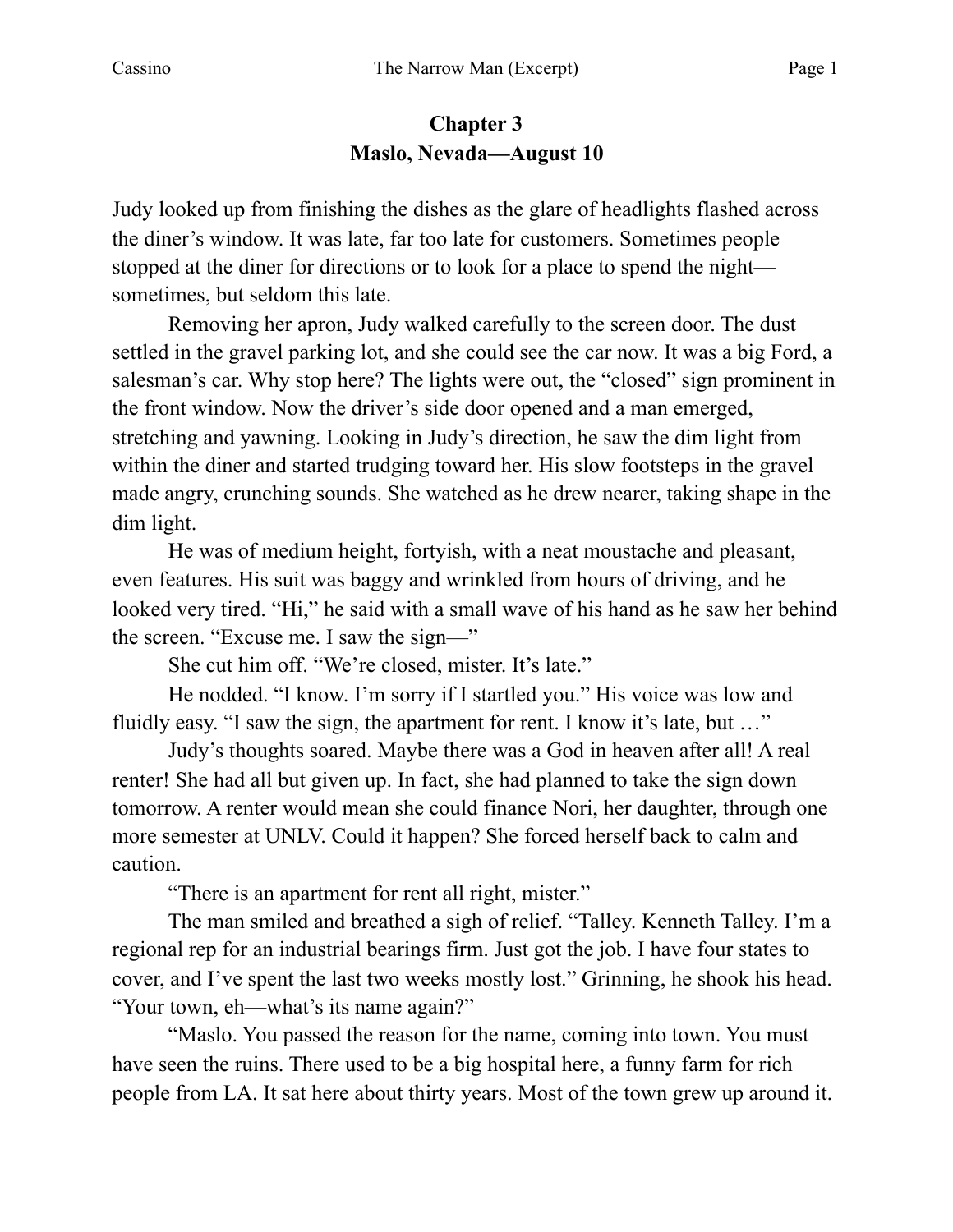## Chapter 3
## Maslo, Nevada—August 10

Judy looked up from finishing the dishes as the glare of headlights flashed across the diner's window. It was late, far too late for customers. Sometimes people stopped at the diner for directions or to look for a place to spend the night—sometimes, but seldom this late.

Removing her apron, Judy walked carefully to the screen door. The dust settled in the gravel parking lot, and she could see the car now. It was a big Ford, a salesman's car. Why stop here? The lights were out, the "closed" sign prominent in the front window. Now the driver's side door opened and a man emerged, stretching and yawning. Looking in Judy's direction, he saw the dim light from within the diner and started trudging toward her. His slow footsteps in the gravel made angry, crunching sounds. She watched as he drew nearer, taking shape in the dim light.

He was of medium height, fortyish, with a neat moustache and pleasant, even features. His suit was baggy and wrinkled from hours of driving, and he looked very tired. "Hi," he said with a small wave of his hand as he saw her behind the screen. "Excuse me. I saw the sign—"

She cut him off. "We're closed, mister. It's late."

He nodded. "I know. I'm sorry if I startled you." His voice was low and fluidly easy. "I saw the sign, the apartment for rent. I know it's late, but …"

Judy's thoughts soared. Maybe there was a God in heaven after all! A real renter! She had all but given up. In fact, she had planned to take the sign down tomorrow. A renter would mean she could finance Nori, her daughter, through one more semester at UNLV. Could it happen? She forced herself back to calm and caution.

"There is an apartment for rent all right, mister."

The man smiled and breathed a sigh of relief. "Talley. Kenneth Talley. I'm a regional rep for an industrial bearings firm. Just got the job. I have four states to cover, and I've spent the last two weeks mostly lost." Grinning, he shook his head. "Your town, eh—what's its name again?"

"Maslo. You passed the reason for the name, coming into town. You must have seen the ruins. There used to be a big hospital here, a funny farm for rich people from LA. It sat here about thirty years. Most of the town grew up around it.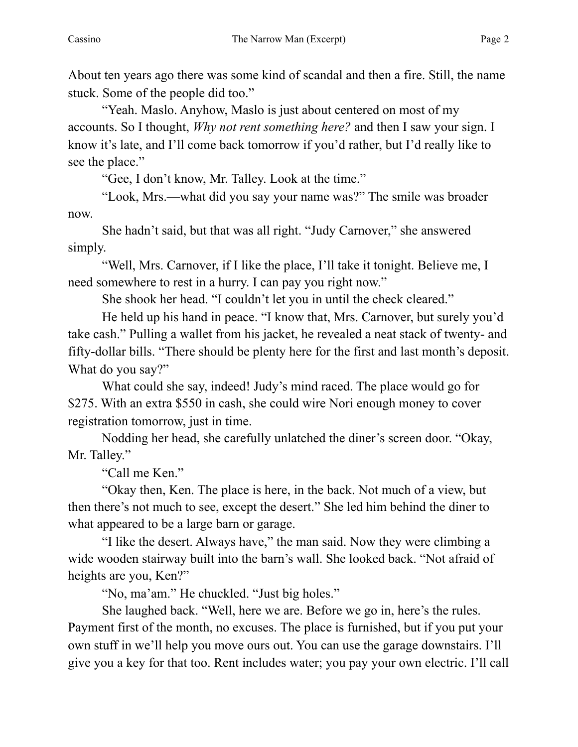About ten years ago there was some kind of scandal and then a fire. Still, the name stuck. Some of the people did too."

"Yeah. Maslo. Anyhow, Maslo is just about centered on most of my accounts. So I thought, *Why not rent something here?* and then I saw your sign. I know it's late, and I'll come back tomorrow if you'd rather, but I'd really like to see the place."

"Gee, I don't know, Mr. Talley. Look at the time."

"Look, Mrs.—what did you say your name was?" The smile was broader now.

She hadn't said, but that was all right. "Judy Carnover," she answered simply.

"Well, Mrs. Carnover, if I like the place, I'll take it tonight. Believe me, I need somewhere to rest in a hurry. I can pay you right now."

She shook her head. "I couldn't let you in until the check cleared."

He held up his hand in peace. "I know that, Mrs. Carnover, but surely you'd take cash." Pulling a wallet from his jacket, he revealed a neat stack of twenty- and fifty-dollar bills. "There should be plenty here for the first and last month's deposit. What do you say?"

What could she say, indeed! Judy's mind raced. The place would go for $275. With an extra $550 in cash, she could wire Nori enough money to cover registration tomorrow, just in time.

Nodding her head, she carefully unlatched the diner's screen door. "Okay, Mr. Talley."

"Call me Ken."

"Okay then, Ken. The place is here, in the back. Not much of a view, but then there's not much to see, except the desert." She led him behind the diner to what appeared to be a large barn or garage.

"I like the desert. Always have," the man said. Now they were climbing a wide wooden stairway built into the barn's wall. She looked back. "Not afraid of heights are you, Ken?"

"No, ma'am." He chuckled. "Just big holes."

She laughed back. "Well, here we are. Before we go in, here's the rules. Payment first of the month, no excuses. The place is furnished, but if you put your own stuff in we'll help you move ours out. You can use the garage downstairs. I'll give you a key for that too. Rent includes water; you pay your own electric. I'll call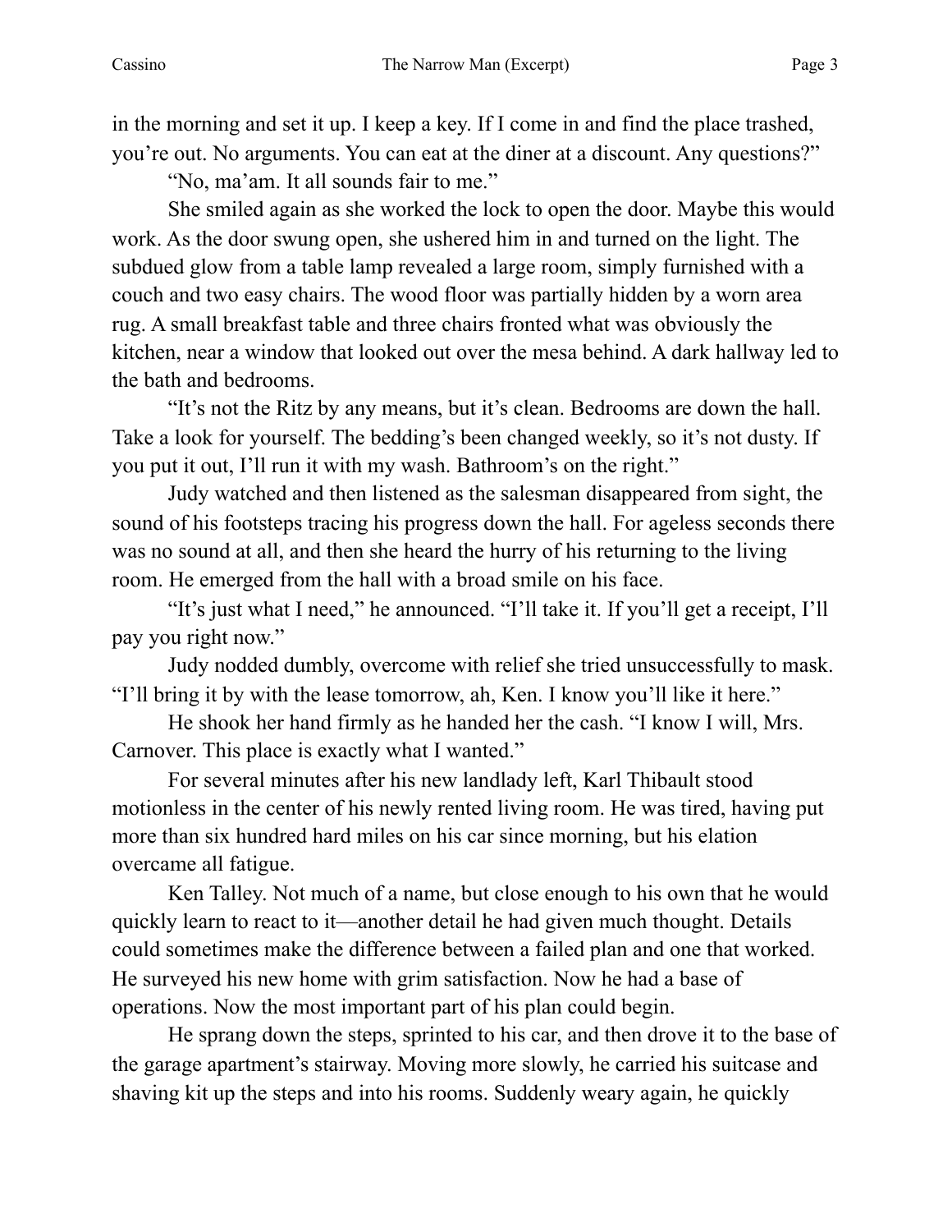in the morning and set it up. I keep a key. If I come in and find the place trashed, you're out. No arguments. You can eat at the diner at a discount. Any questions?"

"No, ma'am. It all sounds fair to me."

She smiled again as she worked the lock to open the door. Maybe this would work. As the door swung open, she ushered him in and turned on the light. The subdued glow from a table lamp revealed a large room, simply furnished with a couch and two easy chairs. The wood floor was partially hidden by a worn area rug. A small breakfast table and three chairs fronted what was obviously the kitchen, near a window that looked out over the mesa behind. A dark hallway led to the bath and bedrooms.

"It's not the Ritz by any means, but it's clean. Bedrooms are down the hall. Take a look for yourself. The bedding's been changed weekly, so it's not dusty. If you put it out, I'll run it with my wash. Bathroom's on the right."

Judy watched and then listened as the salesman disappeared from sight, the sound of his footsteps tracing his progress down the hall. For ageless seconds there was no sound at all, and then she heard the hurry of his returning to the living room. He emerged from the hall with a broad smile on his face.

"It's just what I need," he announced. "I'll take it. If you'll get a receipt, I'll pay you right now."

Judy nodded dumbly, overcome with relief she tried unsuccessfully to mask. "I'll bring it by with the lease tomorrow, ah, Ken. I know you'll like it here."

He shook her hand firmly as he handed her the cash. "I know I will, Mrs. Carnover. This place is exactly what I wanted."

For several minutes after his new landlady left, Karl Thibault stood motionless in the center of his newly rented living room. He was tired, having put more than six hundred hard miles on his car since morning, but his elation overcame all fatigue.

Ken Talley. Not much of a name, but close enough to his own that he would quickly learn to react to it—another detail he had given much thought. Details could sometimes make the difference between a failed plan and one that worked. He surveyed his new home with grim satisfaction. Now he had a base of operations. Now the most important part of his plan could begin.

He sprang down the steps, sprinted to his car, and then drove it to the base of the garage apartment's stairway. Moving more slowly, he carried his suitcase and shaving kit up the steps and into his rooms. Suddenly weary again, he quickly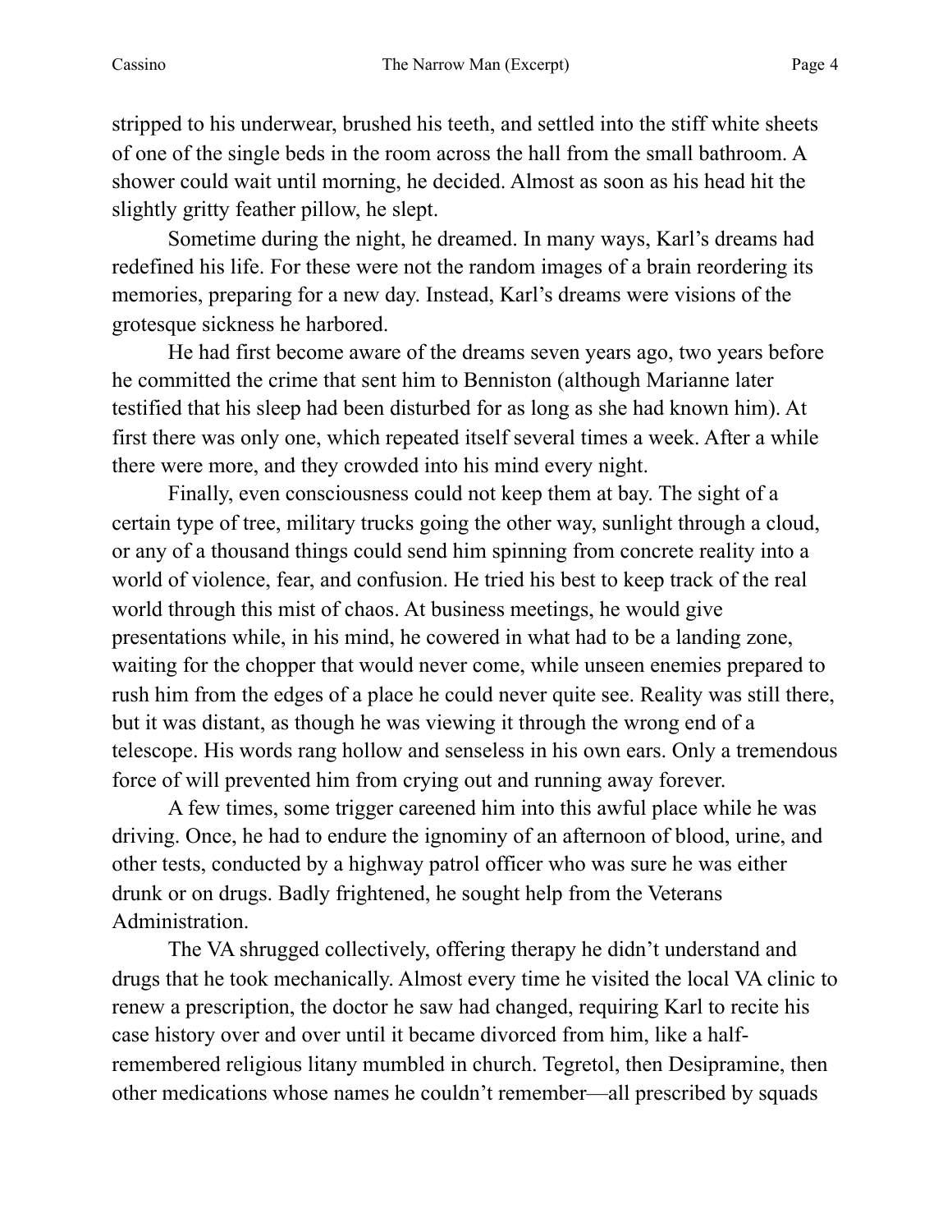stripped to his underwear, brushed his teeth, and settled into the stiff white sheets of one of the single beds in the room across the hall from the small bathroom. A shower could wait until morning, he decided. Almost as soon as his head hit the slightly gritty feather pillow, he slept.

Sometime during the night, he dreamed. In many ways, Karl's dreams had redefined his life. For these were not the random images of a brain reordering its memories, preparing for a new day. Instead, Karl's dreams were visions of the grotesque sickness he harbored.

He had first become aware of the dreams seven years ago, two years before he committed the crime that sent him to Benniston (although Marianne later testified that his sleep had been disturbed for as long as she had known him). At first there was only one, which repeated itself several times a week. After a while there were more, and they crowded into his mind every night.

Finally, even consciousness could not keep them at bay. The sight of a certain type of tree, military trucks going the other way, sunlight through a cloud, or any of a thousand things could send him spinning from concrete reality into a world of violence, fear, and confusion. He tried his best to keep track of the real world through this mist of chaos. At business meetings, he would give presentations while, in his mind, he cowered in what had to be a landing zone, waiting for the chopper that would never come, while unseen enemies prepared to rush him from the edges of a place he could never quite see. Reality was still there, but it was distant, as though he was viewing it through the wrong end of a telescope. His words rang hollow and senseless in his own ears. Only a tremendous force of will prevented him from crying out and running away forever.

A few times, some trigger careened him into this awful place while he was driving. Once, he had to endure the ignominy of an afternoon of blood, urine, and other tests, conducted by a highway patrol officer who was sure he was either drunk or on drugs. Badly frightened, he sought help from the Veterans Administration.

The VA shrugged collectively, offering therapy he didn't understand and drugs that he took mechanically. Almost every time he visited the local VA clinic to renew a prescription, the doctor he saw had changed, requiring Karl to recite his case history over and over until it became divorced from him, like a half-remembered religious litany mumbled in church. Tegretol, then Desipramine, then other medications whose names he couldn't remember—all prescribed by squads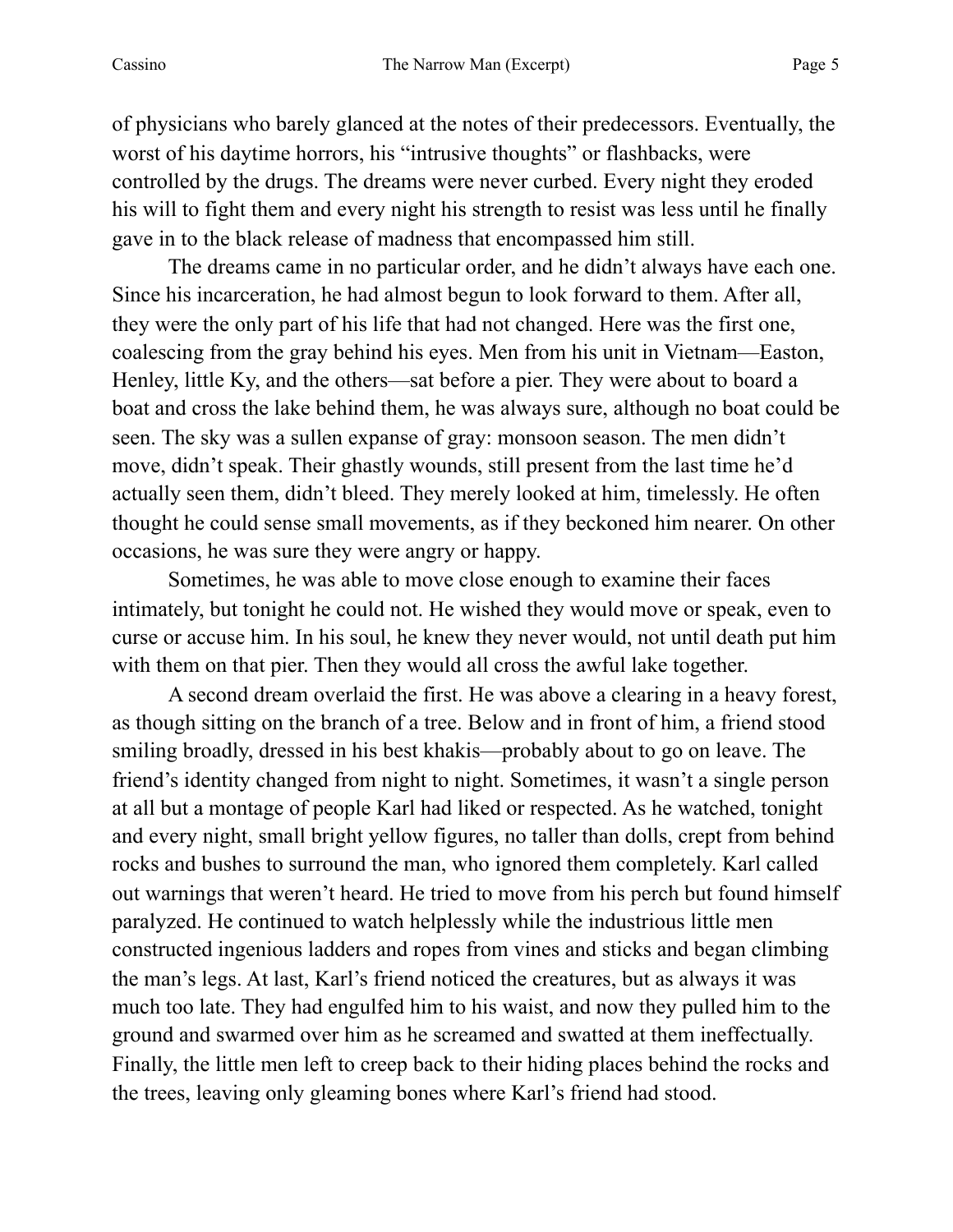of physicians who barely glanced at the notes of their predecessors. Eventually, the worst of his daytime horrors, his "intrusive thoughts" or flashbacks, were controlled by the drugs. The dreams were never curbed. Every night they eroded his will to fight them and every night his strength to resist was less until he finally gave in to the black release of madness that encompassed him still.

The dreams came in no particular order, and he didn't always have each one. Since his incarceration, he had almost begun to look forward to them. After all, they were the only part of his life that had not changed. Here was the first one, coalescing from the gray behind his eyes. Men from his unit in Vietnam—Easton, Henley, little Ky, and the others—sat before a pier. They were about to board a boat and cross the lake behind them, he was always sure, although no boat could be seen. The sky was a sullen expanse of gray: monsoon season. The men didn't move, didn't speak. Their ghastly wounds, still present from the last time he'd actually seen them, didn't bleed. They merely looked at him, timelessly. He often thought he could sense small movements, as if they beckoned him nearer. On other occasions, he was sure they were angry or happy.

Sometimes, he was able to move close enough to examine their faces intimately, but tonight he could not. He wished they would move or speak, even to curse or accuse him. In his soul, he knew they never would, not until death put him with them on that pier. Then they would all cross the awful lake together.

A second dream overlaid the first. He was above a clearing in a heavy forest, as though sitting on the branch of a tree. Below and in front of him, a friend stood smiling broadly, dressed in his best khakis—probably about to go on leave. The friend's identity changed from night to night. Sometimes, it wasn't a single person at all but a montage of people Karl had liked or respected. As he watched, tonight and every night, small bright yellow figures, no taller than dolls, crept from behind rocks and bushes to surround the man, who ignored them completely. Karl called out warnings that weren't heard. He tried to move from his perch but found himself paralyzed. He continued to watch helplessly while the industrious little men constructed ingenious ladders and ropes from vines and sticks and began climbing the man's legs. At last, Karl's friend noticed the creatures, but as always it was much too late. They had engulfed him to his waist, and now they pulled him to the ground and swarmed over him as he screamed and swatted at them ineffectually. Finally, the little men left to creep back to their hiding places behind the rocks and the trees, leaving only gleaming bones where Karl's friend had stood.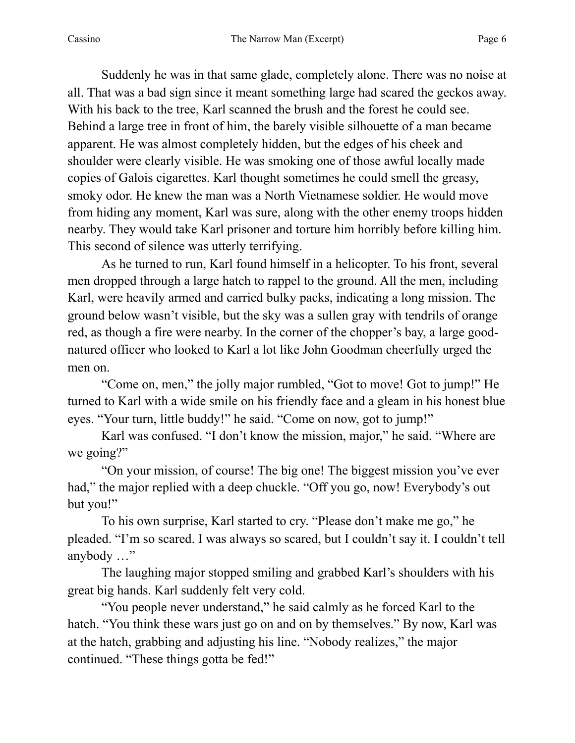Suddenly he was in that same glade, completely alone. There was no noise at all. That was a bad sign since it meant something large had scared the geckos away. With his back to the tree, Karl scanned the brush and the forest he could see. Behind a large tree in front of him, the barely visible silhouette of a man became apparent. He was almost completely hidden, but the edges of his cheek and shoulder were clearly visible. He was smoking one of those awful locally made copies of Galois cigarettes. Karl thought sometimes he could smell the greasy, smoky odor. He knew the man was a North Vietnamese soldier. He would move from hiding any moment, Karl was sure, along with the other enemy troops hidden nearby. They would take Karl prisoner and torture him horribly before killing him. This second of silence was utterly terrifying.

As he turned to run, Karl found himself in a helicopter. To his front, several men dropped through a large hatch to rappel to the ground. All the men, including Karl, were heavily armed and carried bulky packs, indicating a long mission. The ground below wasn't visible, but the sky was a sullen gray with tendrils of orange red, as though a fire were nearby. In the corner of the chopper's bay, a large good-natured officer who looked to Karl a lot like John Goodman cheerfully urged the men on.

"Come on, men," the jolly major rumbled, "Got to move! Got to jump!" He turned to Karl with a wide smile on his friendly face and a gleam in his honest blue eyes. "Your turn, little buddy!" he said. "Come on now, got to jump!"

Karl was confused. "I don't know the mission, major," he said. "Where are we going?"

"On your mission, of course! The big one! The biggest mission you've ever had," the major replied with a deep chuckle. "Off you go, now! Everybody's out but you!"

To his own surprise, Karl started to cry. "Please don't make me go," he pleaded. "I'm so scared. I was always so scared, but I couldn't say it. I couldn't tell anybody …"

The laughing major stopped smiling and grabbed Karl's shoulders with his great big hands. Karl suddenly felt very cold.

"You people never understand," he said calmly as he forced Karl to the hatch. "You think these wars just go on and on by themselves." By now, Karl was at the hatch, grabbing and adjusting his line. "Nobody realizes," the major continued. "These things gotta be fed!"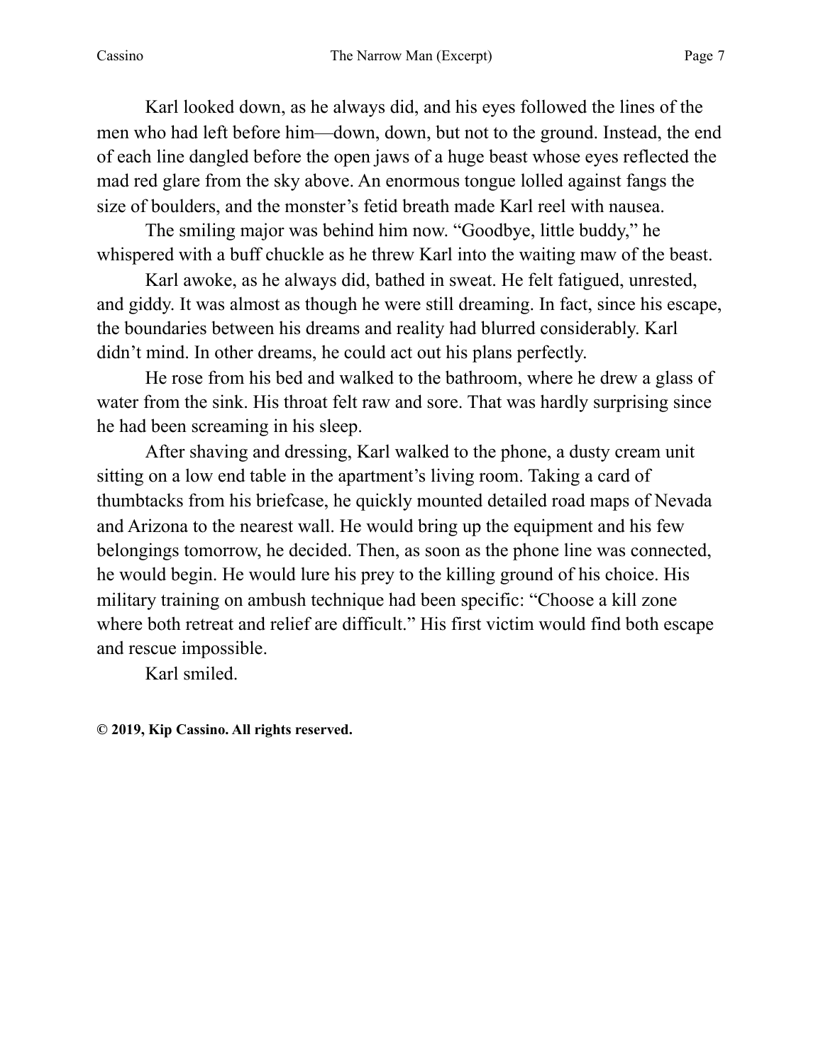Karl looked down, as he always did, and his eyes followed the lines of the men who had left before him—down, down, but not to the ground. Instead, the end of each line dangled before the open jaws of a huge beast whose eyes reflected the mad red glare from the sky above. An enormous tongue lolled against fangs the size of boulders, and the monster's fetid breath made Karl reel with nausea.

The smiling major was behind him now. "Goodbye, little buddy," he whispered with a buff chuckle as he threw Karl into the waiting maw of the beast.

Karl awoke, as he always did, bathed in sweat. He felt fatigued, unrested, and giddy. It was almost as though he were still dreaming. In fact, since his escape, the boundaries between his dreams and reality had blurred considerably. Karl didn't mind. In other dreams, he could act out his plans perfectly.

He rose from his bed and walked to the bathroom, where he drew a glass of water from the sink. His throat felt raw and sore. That was hardly surprising since he had been screaming in his sleep.

After shaving and dressing, Karl walked to the phone, a dusty cream unit sitting on a low end table in the apartment's living room. Taking a card of thumbtacks from his briefcase, he quickly mounted detailed road maps of Nevada and Arizona to the nearest wall. He would bring up the equipment and his few belongings tomorrow, he decided. Then, as soon as the phone line was connected, he would begin. He would lure his prey to the killing ground of his choice. His military training on ambush technique had been specific: "Choose a kill zone where both retreat and relief are difficult." His first victim would find both escape and rescue impossible.

Karl smiled.

**© 2019, Kip Cassino. All rights reserved.**